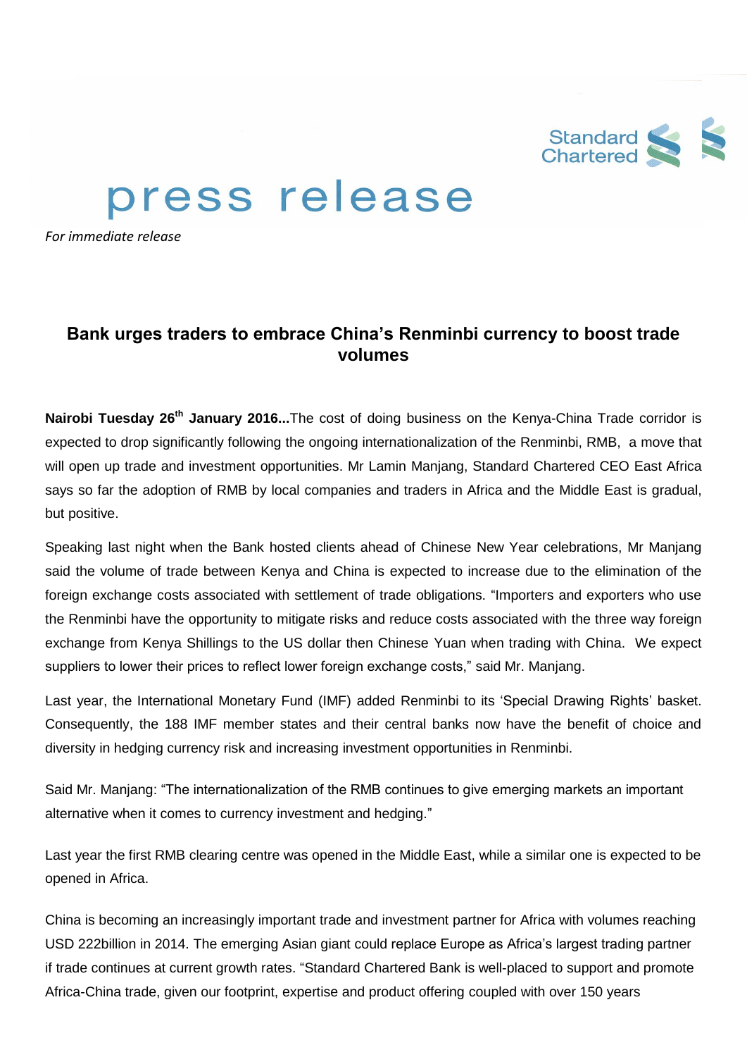press release

*For immediate release*

## Bank urges traders to embrace China's Renminbi currency to boost trade volumes

**Nairobi Tuesday 26th January 2016...**The cost of doing business on the Kenya-China Trade corridor is expected to drop significantly following the ongoing internationalization of the Renminbi, RMB, a move that will open up trade and investment opportunities. Mr Lamin Manjang, Standard Chartered CEO East Africa says so far the adoption of RMB by local companies and traders in Africa and the Middle East is gradual, but positive.

Speaking last night when the Bank hosted clients ahead of Chinese New Year celebrations, Mr Manjang said the volume of trade between Kenya and China is expected to increase due to the elimination of the foreign exchange costs associated with settlement of trade obligations. "Importers and exporters who use the Renminbi have the opportunity to mitigate risks and reduce costs associated with the three way foreign exchange from Kenya Shillings to the US dollar then Chinese Yuan when trading with China. We expect suppliers to lower their prices to reflect lower foreign exchange costs," said Mr. Manjang.

Last year, the International Monetary Fund (IMF) added Renminbi to its 'Special Drawing Rights' basket. Consequently, the 188 IMF member states and their central banks now have the benefit of choice and diversity in hedging currency risk and increasing investment opportunities in Renminbi.

Said Mr. Manjang: "The internationalization of the RMB continues to give emerging markets an important alternative when it comes to currency investment and hedging."

Last year the first RMB clearing centre was opened in the Middle East, while a similar one is expected to be opened in Africa.

China is becoming an increasingly important trade and investment partner for Africa with volumes reaching USD 222billion in 2014. The emerging Asian giant could replace Europe as Africa's largest trading partner if trade continues at current growth rates. "Standard Chartered Bank is well-placed to support and promote Africa-China trade, given our footprint, expertise and product offering coupled with over 150 years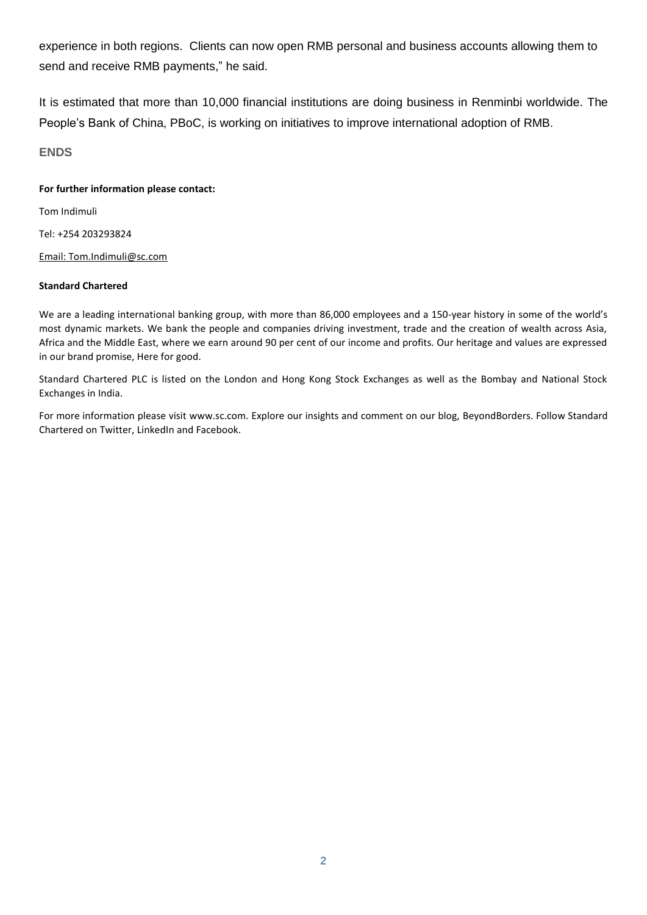experience in both regions. Clients can now open RMB personal and business accounts allowing them to send and receive RMB payments," he said.

It is estimated that more than 10,000 financial institutions are doing business in Renminbi worldwide. The People's Bank of China, PBoC, is working on initiatives to improve international adoption of RMB.

**ENDS**

**For further information please contact:**

Tom Indimuli

Tel: +254 203293824

Email: Tom.Indimuli@sc.com

**Standard Chartered**

We are a leading international banking group, with more than 86,000 employees and a 150-year history in some of the world's most dynamic markets. We bank the people and companies driving investment, trade and the creation of wealth across Asia, Africa and the Middle East, where we earn around 90 per cent of our income and profits. Our heritage and values are expressed in our brand promise, Here for good.

Standard Chartered PLC is listed on the London and Hong Kong Stock Exchanges as well as the Bombay and National Stock Exchanges in India.

For more information please visit www.sc.com. Explore our insights and comment on our blog, BeyondBorders. Follow Standard Chartered on Twitter, LinkedIn and Facebook.